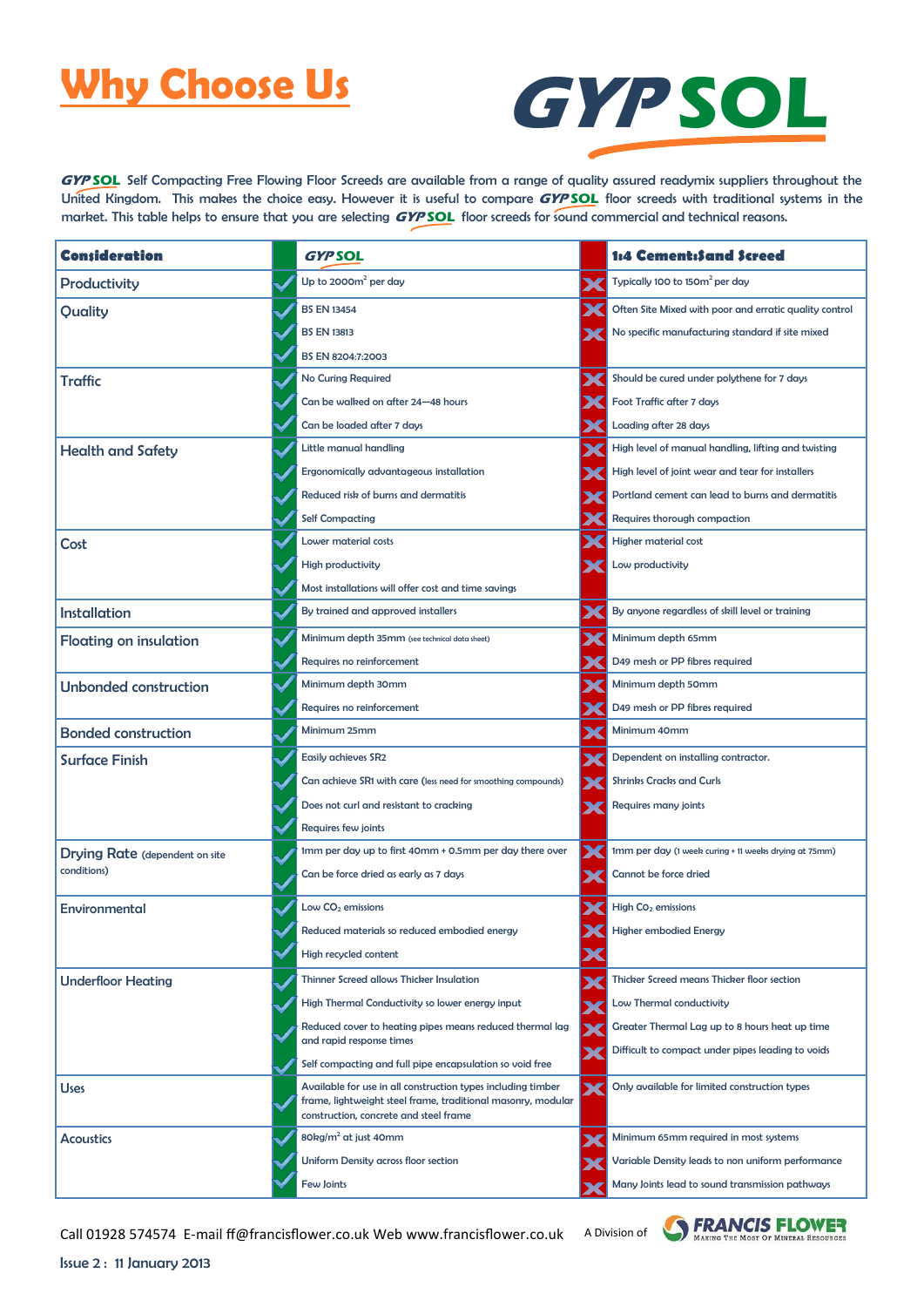# Why Choose Us

GYPSOL

GYPSOL Self Compacting Free Flowing Floor Screeds are available from a range of quality assured readymix suppliers throughout the United Kingdom. This makes the choice easy. However it is useful to compare GYPSOL floor screeds with traditional systems in the market. This table helps to ensure that you are selecting GYPSOL floor screeds for sound commercial and technical reasons.

| Consideration | GYPSOL | 1:4 Cement:Sand Screed |
|---|---|---|
| Productivity | ✓ Up to 2000m² per day | ✗ Typically 100 to 150m² per day |
| Quality | ✓ BS EN 13454 | ✗ Often Site Mixed with poor and erratic quality control |
| | ✓ BS EN 13813 | ✗ No specific manufacturing standard if site mixed |
| | ✓ BS EN 8204:7:2003 | |
| Traffic | ✓ No Curing Required | ✗ Should be cured under polythene for 7 days |
| | ✓ Can be walked on after 24—48 hours | ✗ Foot Traffic after 7 days |
| | ✓ Can be loaded after 7 days | ✗ Loading after 28 days |
| Health and Safety | ✓ Little manual handling | ✗ High level of manual handling, lifting and twisting |
| | ✓ Ergonomically advantageous installation | ✗ High level of joint wear and tear for installers |
| | ✓ Reduced risk of burns and dermatitis | ✗ Portland cement can lead to burns and dermatitis |
| | ✓ Self Compacting | ✗ Requires thorough compaction |
| Cost | ✓ Lower material costs | ✗ Higher material cost |
| | ✓ High productivity | ✗ Low productivity |
| | ✓ Most installations will offer cost and time savings | |
| Installation | ✓ By trained and approved installers | ✗ By anyone regardless of skill level or training |
| Floating on insulation | ✓ Minimum depth 35mm (see technical data sheet) | ✗ Minimum depth 65mm |
| | ✓ Requires no reinforcement | ✗ D49 mesh or PP fibres required |
| Unbonded construction | ✓ Minimum depth 30mm | ✗ Minimum depth 50mm |
| | ✓ Requires no reinforcement | ✗ D49 mesh or PP fibres required |
| Bonded construction | ✓ Minimum 25mm | ✗ Minimum 40mm |
| Surface Finish | ✓ Easily achieves SR2 | ✗ Dependent on installing contractor. |
| | ✓ Can achieve SR1 with care (less need for smoothing compounds) | ✗ Shrinks Cracks and Curls |
| | ✓ Does not curl and resistant to cracking | ✗ Requires many joints |
| | ✓ Requires few joints | |
| Drying Rate (dependent on site conditions) | ✓ 1mm per day up to first 40mm + 0.5mm per day there over | ✗ 1mm per day (1 week curing + 11 weeks drying at 75mm) |
| | ✓ Can be force dried as early as 7 days | ✗ Cannot be force dried |
| Environmental | ✓ Low $CO_2$ emissions | ✗ High $CO_2$ emissions |
| | ✓ Reduced materials so reduced embodied energy | ✗ Higher embodied Energy |
| | ✓ High recycled content | ✗ |
| Underfloor Heating | ✓ Thinner Screed allows Thicker Insulation | ✗ Thicker Screed means Thicker floor section |
| | ✓ High Thermal Conductivity so lower energy input | ✗ Low Thermal conductivity |
| | ✓ Reduced cover to heating pipes means reduced thermal lag and rapid response times | ✗ Greater Thermal Lag up to 8 hours heat up time |
| | ✓ Self compacting and full pipe encapsulation so void free | ✗ Difficult to compact under pipes leading to voids |
| Uses | ✓ Available for use in all construction types including timber frame, lightweight steel frame, traditional masonry, modular construction, concrete and steel frame | ✗ Only available for limited construction types |
| Acoustics | ✓ 80kg/m² at just 40mm | ✗ Minimum 65mm required in most systems |
| | ✓ Uniform Density across floor section | ✗ Variable Density leads to non uniform performance |
| | ✓ Few Joints | ✗ Many Joints lead to sound transmission pathways |

Call 01928 574574 E-mail ff@francisflower.co.uk Web www.francisflower.co.uk

A Division of FRANCIS FLOWER — Making The Most Of Mineral Resources

Issue 2 : 11 January 2013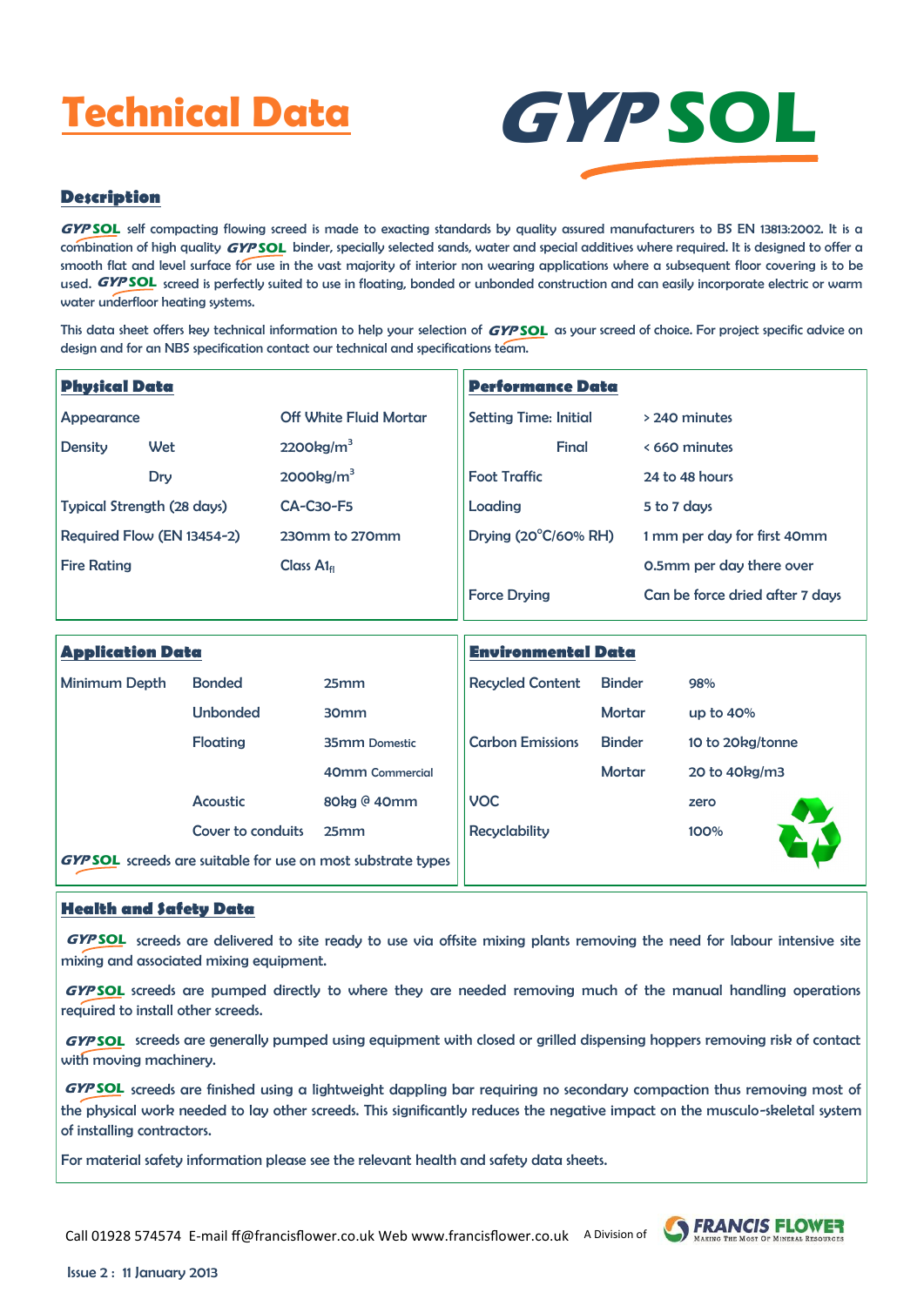# Technical Data

GYPSOL

## Description

GYPSOL self compacting flowing screed is made to exacting standards by quality assured manufacturers to BS EN 13813:2002. It is a combination of high quality GYPSOL binder, specially selected sands, water and special additives where required. It is designed to offer a smooth flat and level surface for use in the vast majority of interior non wearing applications where a subsequent floor covering is to be used. GYPSOL screed is perfectly suited to use in floating, bonded or unbonded construction and can easily incorporate electric or warm water underfloor heating systems.

This data sheet offers key technical information to help your selection of GYPSOL as your screed of choice. For project specific advice on design and for an NBS specification contact our technical and specifications team.

## Physical Data

| | | |
|---|---|---|
| Appearance | | Off White Fluid Mortar |
| Density | Wet | 2200kg/m$^3$ |
| | Dry | 2000kg/m$^3$ |
| Typical Strength (28 days) | | CA-C30-F5 |
| Required Flow (EN 13454-2) | | 230mm to 270mm |
| Fire Rating | | Class $A1_{fl}$ |

## Performance Data

| | |
|---|---|
| Setting Time: Initial | > 240 minutes |
| Final | < 660 minutes |
| Foot Traffic | 24 to 48 hours |
| Loading | 5 to 7 days |
| Drying (20°C/60% RH) | 1 mm per day for first 40mm |
| | 0.5mm per day there over |
| Force Drying | Can be force dried after 7 days |

## Application Data

| | | |
|---|---|---|
| Minimum Depth | Bonded | 25mm |
| | Unbonded | 30mm |
| | Floating | 35mm Domestic |
| | | 40mm Commercial |
| | Acoustic | 80kg @ 40mm |
| | Cover to conduits | 25mm |

GYPSOL screeds are suitable for use on most substrate types

## Environmental Data

| | | |
|---|---|---|
| Recycled Content | Binder | 98% |
| | Mortar | up to 40% |
| Carbon Emissions | Binder | 10 to 20kg/tonne |
| | Mortar | 20 to 40kg/m3 |
| VOC | | zero |
| Recyclability | | 100% |

## Health and Safety Data

GYPSOL screeds are delivered to site ready to use via offsite mixing plants removing the need for labour intensive site mixing and associated mixing equipment.

GYPSOL screeds are pumped directly to where they are needed removing much of the manual handling operations required to install other screeds.

GYPSOL screeds are generally pumped using equipment with closed or grilled dispensing hoppers removing risk of contact with moving machinery.

GYPSOL screeds are finished using a lightweight dappling bar requiring no secondary compaction thus removing most of the physical work needed to lay other screeds. This significantly reduces the negative impact on the musculo-skeletal system of installing contractors.

For material safety information please see the relevant health and safety data sheets.

Call 01928 574574 E-mail ff@francisflower.co.uk Web www.francisflower.co.uk A Division of FRANCIS FLOWER Making The Most Of Mineral Resources

Issue 2 : 11 January 2013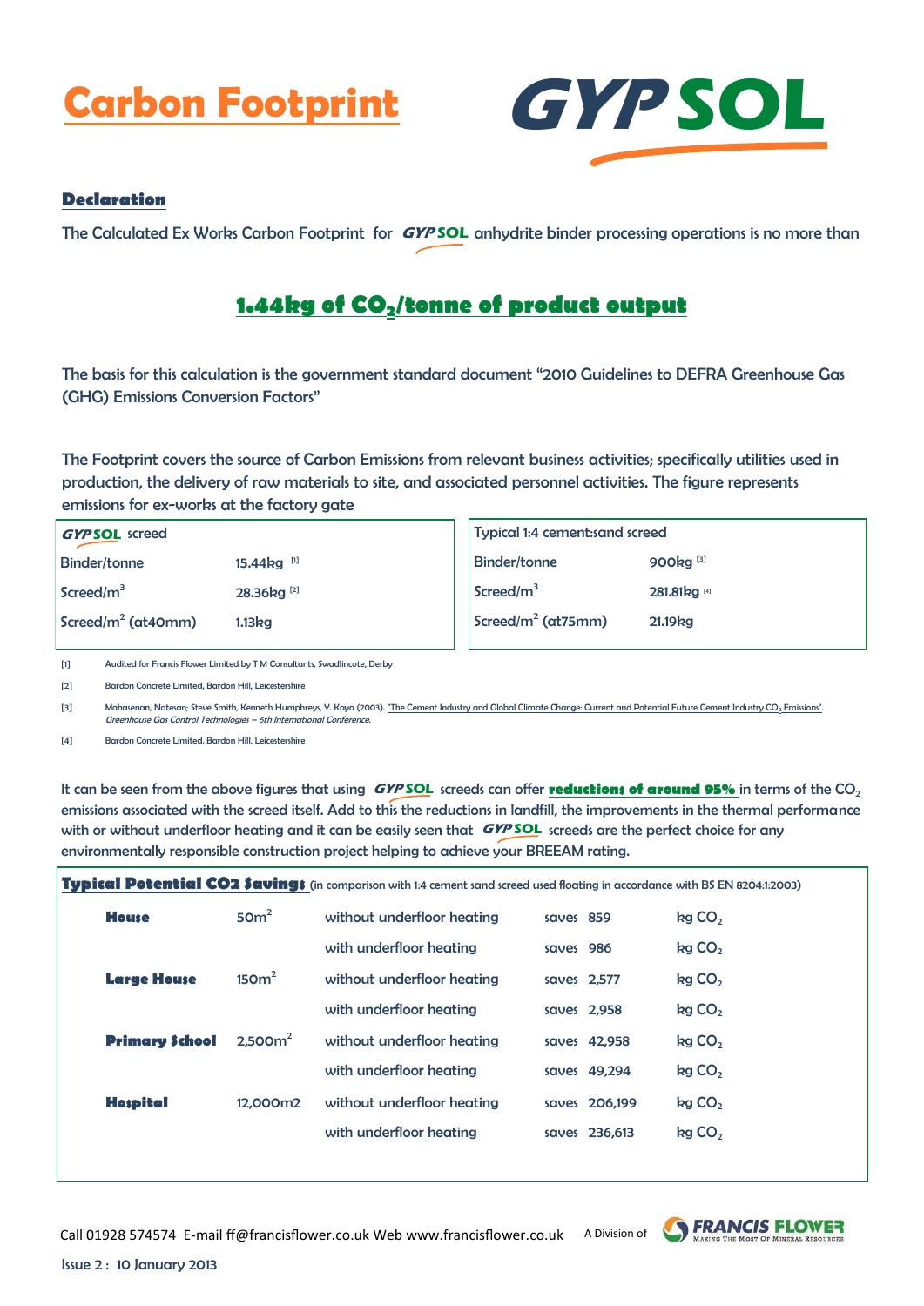# Carbon Footprint

GYPSOL

## Declaration

The Calculated Ex Works Carbon Footprint for GYPSOL anhydrite binder processing operations is no more than

## 1.44kg of $CO_2$/tonne of product output

The basis for this calculation is the government standard document "2010 Guidelines to DEFRA Greenhouse Gas (GHG) Emissions Conversion Factors"

The Footprint covers the source of Carbon Emissions from relevant business activities; specifically utilities used in production, the delivery of raw materials to site, and associated personnel activities. The figure represents emissions for ex-works at the factory gate

| GYPSOL screed | |
|---|---|
| Binder/tonne | 15.44kg [1] |
| Screed/$m^3$ | 28.36kg [2] |
| Screed/$m^2$ (at40mm) | 1.13kg |

| Typical 1:4 cement:sand screed | |
|---|---|
| Binder/tonne | 900kg [3] |
| Screed/$m^3$ | 281.81kg [4] |
| Screed/$m^2$ (at75mm) | 21.19kg |

[1] Audited for Francis Flower Limited by T M Consultants, Swadlincote, Derby

[2] Bardon Concrete Limited, Bardon Hill, Leicestershire

[3] Mahasenan, Natesan; Steve Smith, Kenneth Humphreys, Y. Kaya (2003). "The Cement Industry and Global Climate Change: Current and Potential Future Cement Industry $CO_2$ Emissions". *Greenhouse Gas Control Technologies – 6th International Conference.*

[4] Bardon Concrete Limited, Bardon Hill, Leicestershire

It can be seen from the above figures that using GYPSOL screeds can offer **reductions of around 95%** in terms of the $CO_2$ emissions associated with the screed itself. Add to this the reductions in landfill, the improvements in the thermal performance with or without underfloor heating and it can be easily seen that GYPSOL screeds are the perfect choice for any environmentally responsible construction project helping to achieve your BREEAM rating.

**Typical Potential CO2 Savings** (in comparison with 1:4 cement sand screed used floating in accordance with BS EN 8204:1:2003)

| | | | | |
|---|---|---|---|---|
| **House** | 50$m^2$ | without underfloor heating | saves 859 | kg $CO_2$ |
| | | with underfloor heating | saves 986 | kg $CO_2$ |
| **Large House** | 150$m^2$ | without underfloor heating | saves 2,577 | kg $CO_2$ |
| | | with underfloor heating | saves 2,958 | kg $CO_2$ |
| **Primary School** | 2,500$m^2$ | without underfloor heating | saves 42,958 | kg $CO_2$ |
| | | with underfloor heating | saves 49,294 | kg $CO_2$ |
| **Hospital** | 12,000m2 | without underfloor heating | saves 206,199 | kg $CO_2$ |
| | | with underfloor heating | saves 236,613 | kg $CO_2$ |

Call 01928 574574 E-mail ff@francisflower.co.uk Web www.francisflower.co.uk A Division of FRANCIS FLOWER Making The Most Of Mineral Resources

Issue 2 : 10 January 2013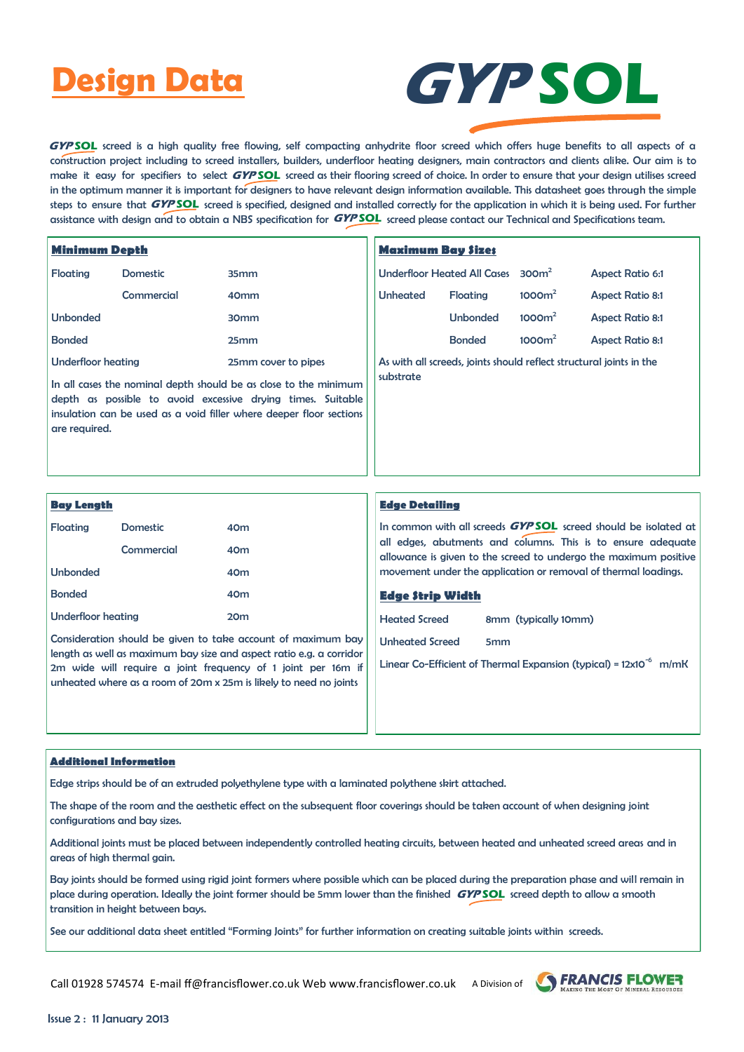# Design Data

**GYPSOL**

GYPSOL screed is a high quality free flowing, self compacting anhydrite floor screed which offers huge benefits to all aspects of a construction project including to screed installers, builders, underfloor heating designers, main contractors and clients alike. Our aim is to make it easy for specifiers to select GYPSOL screed as their flooring screed of choice. In order to ensure that your design utilises screed in the optimum manner it is important for designers to have relevant design information available. This datasheet goes through the simple steps to ensure that GYPSOL screed is specified, designed and installed correctly for the application in which it is being used. For further assistance with design and to obtain a NBS specification for GYPSOL screed please contact our Technical and Specifications team.

## Minimum Depth

| | | |
|---|---|---|
| Floating | Domestic | 35mm |
| | Commercial | 40mm |
| Unbonded | | 30mm |
| Bonded | | 25mm |
| Underfloor heating | | 25mm cover to pipes |

In all cases the nominal depth should be as close to the minimum depth as possible to avoid excessive drying times. Suitable insulation can be used as a void filler where deeper floor sections are required.

## Maximum Bay Sizes

| | | | |
|---|---|---|---|
| Underfloor Heated All Cases | | $300m^2$ | Aspect Ratio 6:1 |
| Unheated | Floating | $1000m^2$ | Aspect Ratio 8:1 |
| | Unbonded | $1000m^2$ | Aspect Ratio 8:1 |
| | Bonded | $1000m^2$ | Aspect Ratio 8:1 |

As with all screeds, joints should reflect structural joints in the substrate

## Bay Length

| | | |
|---|---|---|
| Floating | Domestic | 40m |
| | Commercial | 40m |
| Unbonded | | 40m |
| Bonded | | 40m |
| Underfloor heating | | 20m |

Consideration should be given to take account of maximum bay length as well as maximum bay size and aspect ratio e.g. a corridor 2m wide will require a joint frequency of 1 joint per 16m if unheated where as a room of 20m x 25m is likely to need no joints

## Edge Detailing

In common with all screeds GYPSOL screed should be isolated at all edges, abutments and columns. This is to ensure adequate allowance is given to the screed to undergo the maximum positive movement under the application or removal of thermal loadings.

## Edge Strip Width

| | |
|---|---|
| Heated Screed | 8mm (typically 10mm) |
| Unheated Screed | 5mm |

Linear Co-Efficient of Thermal Expansion (typical) = $12x10^{-6}$ m/mK

## Additional Information

Edge strips should be of an extruded polyethylene type with a laminated polythene skirt attached.

The shape of the room and the aesthetic effect on the subsequent floor coverings should be taken account of when designing joint configurations and bay sizes.

Additional joints must be placed between independently controlled heating circuits, between heated and unheated screed areas and in areas of high thermal gain.

Bay joints should be formed using rigid joint formers where possible which can be placed during the preparation phase and will remain in place during operation. Ideally the joint former should be 5mm lower than the finished GYPSOL screed depth to allow a smooth transition in height between bays.

See our additional data sheet entitled "Forming Joints" for further information on creating suitable joints within screeds.

Call 01928 574574 E-mail ff@francisflower.co.uk Web www.francisflower.co.uk A Division of FRANCIS FLOWER Making The Most Of Mineral Resources

Issue 2 : 11 January 2013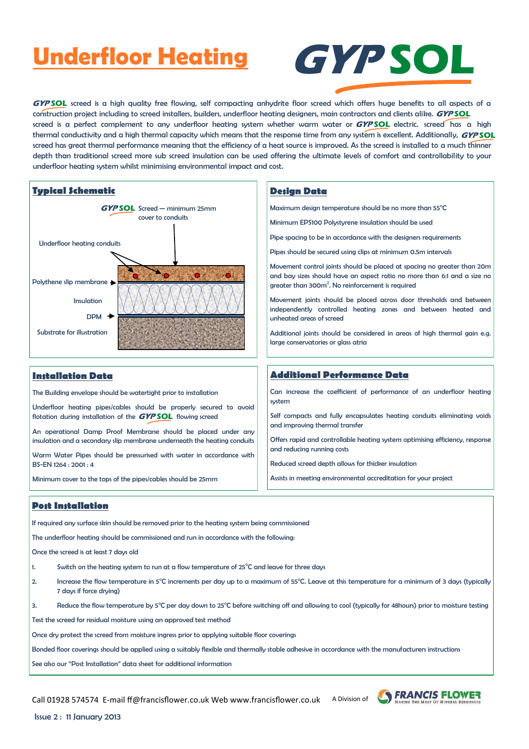# Underfloor Heating

GYPSOL

GYPSOL screed is a high quality free flowing, self compacting anhydrite floor screed which offers huge benefits to all aspects of a construction project including to screed installers, builders, underfloor heating designers, main contractors and clients alike. GYPSOL screed is a perfect complement to any underfloor heating system whether warm water or GYPSOL electric. screed has a high thermal conductivity and a high thermal capacity which means that the response time from any system is excellent. Additionally, GYPSOL screed has great thermal performance meaning that the efficiency of a heat source is improved. As the screed is installed to a much thinner depth than traditional screed more sub screed insulation can be used offering the ultimate levels of comfort and controllability to your underfloor heating system whilst minimising environmental impact and cost.

## Typical Schematic

GYPSOL Screed — minimum 25mm cover to conduits

Underfloor heating conduits

Polythene slip membrane

Insulation

DPM

Substrate for illustration

## Design Data

Maximum design temperature should be no more than 55°C

Minimum EPS100 Polystyrene insulation should be used

Pipe spacing to be in accordance with the designers requirements

Pipes should be secured using clips at minimum 0.5m intervals

Movement control joints should be placed at spacing no greater than 20m and bay sizes should have an aspect ratio no more than 6:1 and a size no greater than 300m². No reinforcement is required

Movement joints should be placed across door thresholds and between independently controlled heating zones and between heated and unheated areas of screed

Additional joints should be considered in areas of high thermal gain e.g. large conservatories or glass atria

## Installation Data

The Building envelope should be watertight prior to installation

Underfloor heating pipes/cables should be properly secured to avoid flotation during installation of the GYPSOL flowing screed

An operational Damp Proof Membrane should be placed under any insulation and a secondary slip membrane underneath the heating conduits

Warm Water Pipes should be pressurised with water in accordance with BS-EN 1264 : 2001 : 4

Minimum cover to the tops of the pipes/cables should be 25mm

## Additional Performance Data

Can increase the coefficient of performance of an underfloor heating system

Self compacts and fully encapsulates heating conduits eliminating voids and improving thermal transfer

Offers rapid and controllable heating system optimising efficiency, response and reducing running costs

Reduced screed depth allows for thicker insulation

Assists in meeting environmental accreditation for your project

## Post Installation

If required any surface skin should be removed prior to the heating system being commissioned

The underfloor heating should be commissioned and run in accordance with the following:

Once the screed is at least 7 days old

1. Switch on the heating system to run at a flow temperature of 25°C and leave for three days
2. Increase the flow temperature in 5°C increments per day up to a maximum of 55°C. Leave at this temperature for a minimum of 3 days (typically 7 days if force drying)
3. Reduce the flow temperature by 5°C per day down to 25°C before switching off and allowing to cool (typically for 48hours) prior to moisture testing

Test the screed for residual moisture using an approved test method

Once dry protect the screed from moisture ingress prior to applying suitable floor coverings

Bonded floor coverings should be applied using a suitably flexible and thermally stable adhesive in accordance with the manufacturers instructions

See also our "Post Installation" data sheet for additional information

Call 01928 574574 E-mail ff@francisflower.co.uk Web www.francisflower.co.uk A Division of FRANCIS FLOWER Making The Most Of Mineral Resources

Issue 2 : 11 January 2013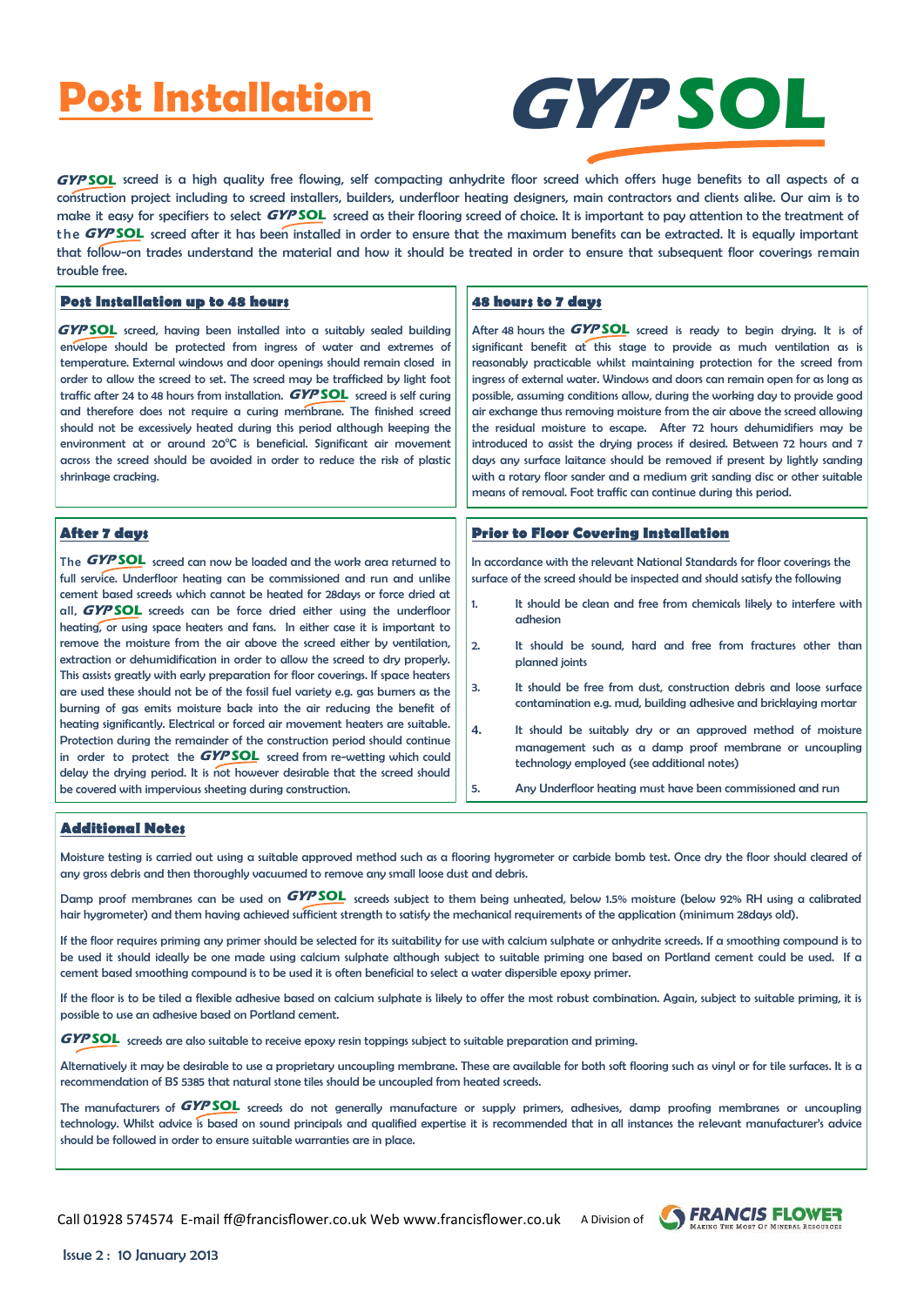# Post Installation

GYPSOL

GYPSOL screed is a high quality free flowing, self compacting anhydrite floor screed which offers huge benefits to all aspects of a construction project including to screed installers, builders, underfloor heating designers, main contractors and clients alike. Our aim is to make it easy for specifiers to select GYPSOL screed as their flooring screed of choice. It is important to pay attention to the treatment of the GYPSOL screed after it has been installed in order to ensure that the maximum benefits can be extracted. It is equally important that follow-on trades understand the material and how it should be treated in order to ensure that subsequent floor coverings remain trouble free.

## Post Installation up to 48 hours

GYPSOL screed, having been installed into a suitably sealed building envelope should be protected from ingress of water and extremes of temperature. External windows and door openings should remain closed in order to allow the screed to set. The screed may be trafficked by light foot traffic after 24 to 48 hours from installation. GYPSOL screed is self curing and therefore does not require a curing membrane. The finished screed should not be excessively heated during this period although keeping the environment at or around 20°C is beneficial. Significant air movement across the screed should be avoided in order to reduce the risk of plastic shrinkage cracking.

## 48 hours to 7 days

After 48 hours the GYPSOL screed is ready to begin drying. It is of significant benefit at this stage to provide as much ventilation as is reasonably practicable whilst maintaining protection for the screed from ingress of external water. Windows and doors can remain open for as long as possible, assuming conditions allow, during the working day to provide good air exchange thus removing moisture from the air above the screed allowing the residual moisture to escape. After 72 hours dehumidifiers may be introduced to assist the drying process if desired. Between 72 hours and 7 days any surface laitance should be removed if present by lightly sanding with a rotary floor sander and a medium grit sanding disc or other suitable means of removal. Foot traffic can continue during this period.

## After 7 days

The GYPSOL screed can now be loaded and the work area returned to full service. Underfloor heating can be commissioned and run and unlike cement based screeds which cannot be heated for 28days or force dried at all, GYPSOL screeds can be force dried either using the underfloor heating, or using space heaters and fans. In either case it is important to remove the moisture from the air above the screed either by ventilation, extraction or dehumidification in order to allow the screed to dry properly. This assists greatly with early preparation for floor coverings. If space heaters are used these should not be of the fossil fuel variety e.g. gas burners as the burning of gas emits moisture back into the air reducing the benefit of heating significantly. Electrical or forced air movement heaters are suitable. Protection during the remainder of the construction period should continue in order to protect the GYPSOL screed from re-wetting which could delay the drying period. It is not however desirable that the screed should be covered with impervious sheeting during construction.

## Prior to Floor Covering Installation

In accordance with the relevant National Standards for floor coverings the surface of the screed should be inspected and should satisfy the following

1. It should be clean and free from chemicals likely to interfere with adhesion
2. It should be sound, hard and free from fractures other than planned joints
3. It should be free from dust, construction debris and loose surface contamination e.g. mud, building adhesive and bricklaying mortar
4. It should be suitably dry or an approved method of moisture management such as a damp proof membrane or uncoupling technology employed (see additional notes)
5. Any Underfloor heating must have been commissioned and run

## Additional Notes

Moisture testing is carried out using a suitable approved method such as a flooring hygrometer or carbide bomb test. Once dry the floor should cleared of any gross debris and then thoroughly vacuumed to remove any small loose dust and debris.

Damp proof membranes can be used on GYPSOL screeds subject to them being unheated, below 1.5% moisture (below 92% RH using a calibrated hair hygrometer) and them having achieved sufficient strength to satisfy the mechanical requirements of the application (minimum 28days old).

If the floor requires priming any primer should be selected for its suitability for use with calcium sulphate or anhydrite screeds. If a smoothing compound is to be used it should ideally be one made using calcium sulphate although subject to suitable priming one based on Portland cement could be used. If a cement based smoothing compound is to be used it is often beneficial to select a water dispersible epoxy primer.

If the floor is to be tiled a flexible adhesive based on calcium sulphate is likely to offer the most robust combination. Again, subject to suitable priming, it is possible to use an adhesive based on Portland cement.

GYPSOL screeds are also suitable to receive epoxy resin toppings subject to suitable preparation and priming.

Alternatively it may be desirable to use a proprietary uncoupling membrane. These are available for both soft flooring such as vinyl or for tile surfaces. It is a recommendation of BS 5385 that natural stone tiles should be uncoupled from heated screeds.

The manufacturers of GYPSOL screeds do not generally manufacture or supply primers, adhesives, damp proofing membranes or uncoupling technology. Whilst advice is based on sound principals and qualified expertise it is recommended that in all instances the relevant manufacturer's advice should be followed in order to ensure suitable warranties are in place.

Call 01928 574574 E-mail ff@francisflower.co.uk Web www.francisflower.co.uk A Division of FRANCIS FLOWER Making The Most Of Mineral Resources

Issue 2 : 10 January 2013